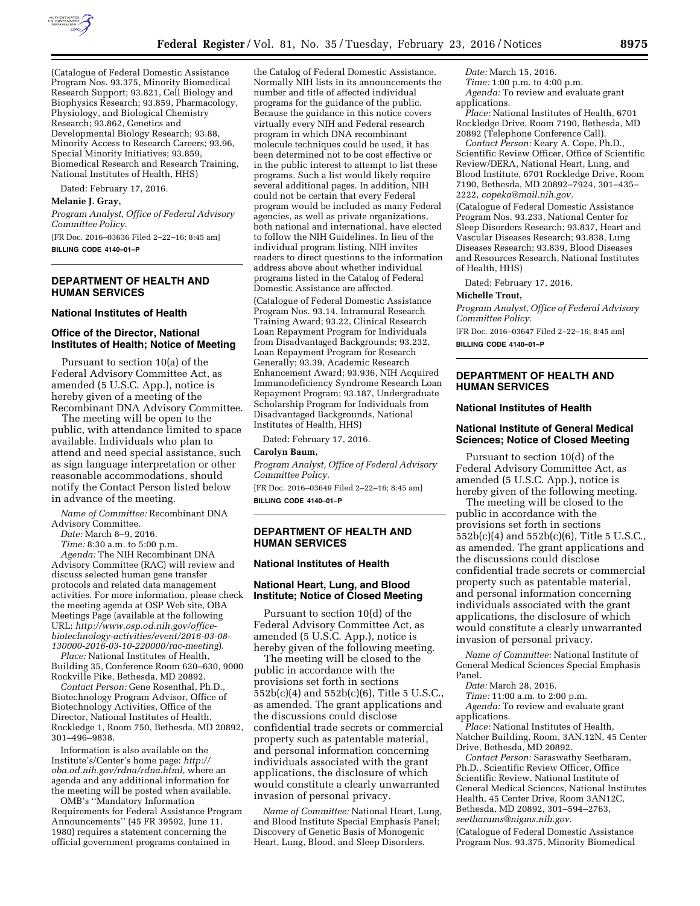(Catalogue of Federal Domestic Assistance Program Nos. 93.375, Minority Biomedical Research Support; 93.821, Cell Biology and Biophysics Research; 93.859, Pharmacology, Physiology, and Biological Chemistry Research; 93.862, Genetics and Developmental Biology Research; 93.88, Minority Access to Research Careers; 93.96, Special Minority Initiatives; 93.859, Biomedical Research and Research Training, National Institutes of Health, HHS)

Dated: February 17, 2016.

**Melanie J. Gray,**

*Program Analyst, Office of Federal Advisory Committee Policy.*

[FR Doc. 2016–03636 Filed 2–22–16; 8:45 am]

**BILLING CODE 4140–01–P**

## DEPARTMENT OF HEALTH AND HUMAN SERVICES

### National Institutes of Health

### Office of the Director, National Institutes of Health; Notice of Meeting

Pursuant to section 10(a) of the Federal Advisory Committee Act, as amended (5 U.S.C. App.), notice is hereby given of a meeting of the Recombinant DNA Advisory Committee.

The meeting will be open to the public, with attendance limited to space available. Individuals who plan to attend and need special assistance, such as sign language interpretation or other reasonable accommodations, should notify the Contact Person listed below in advance of the meeting.

*Name of Committee:* Recombinant DNA Advisory Committee.

*Date:* March 8–9, 2016.

*Time:* 8:30 a.m. to 5:00 p.m.

*Agenda:* The NIH Recombinant DNA Advisory Committee (RAC) will review and discuss selected human gene transfer protocols and related data management activities. For more information, please check the meeting agenda at OSP Web site, OBA Meetings Page (available at the following URL: *http://www.osp.od.nih.gov/office-biotechnology-activities/event/2016-03-08-130000-2016-03-10-220000/rac-meeting*).

*Place:* National Institutes of Health, Building 35, Conference Room 620–630, 9000 Rockville Pike, Bethesda, MD 20892.

*Contact Person:* Gene Rosenthal, Ph.D., Biotechnology Program Advisor, Office of Biotechnology Activities, Office of the Director, National Institutes of Health, Rockledge 1, Room 750, Bethesda, MD 20892, 301–496–9838.

Information is also available on the Institute's/Center's home page: *http://oba.od.nih.gov/rdna/rdna.html,* where an agenda and any additional information for the meeting will be posted when available.

OMB's ''Mandatory Information Requirements for Federal Assistance Program Announcements'' (45 FR 39592, June 11, 1980) requires a statement concerning the official government programs contained in the Catalog of Federal Domestic Assistance. Normally NIH lists in its announcements the number and title of affected individual programs for the guidance of the public. Because the guidance in this notice covers virtually every NIH and Federal research program in which DNA recombinant molecule techniques could be used, it has been determined not to be cost effective or in the public interest to attempt to list these programs. Such a list would likely require several additional pages. In addition, NIH could not be certain that every Federal program would be included as many Federal agencies, as well as private organizations, both national and international, have elected to follow the NIH Guidelines. In lieu of the individual program listing, NIH invites readers to direct questions to the information address above about whether individual programs listed in the Catalog of Federal Domestic Assistance are affected.

(Catalogue of Federal Domestic Assistance Program Nos. 93.14, Intramural Research Training Award; 93.22, Clinical Research Loan Repayment Program for Individuals from Disadvantaged Backgrounds; 93.232, Loan Repayment Program for Research Generally; 93.39, Academic Research Enhancement Award; 93.936, NIH Acquired Immunodeficiency Syndrome Research Loan Repayment Program; 93.187, Undergraduate Scholarship Program for Individuals from Disadvantaged Backgrounds, National Institutes of Health, HHS)

Dated: February 17, 2016.

**Carolyn Baum,**

*Program Analyst, Office of Federal Advisory Committee Policy.*

[FR Doc. 2016–03649 Filed 2–22–16; 8:45 am]

**BILLING CODE 4140–01–P**

## DEPARTMENT OF HEALTH AND HUMAN SERVICES

### National Institutes of Health

### National Heart, Lung, and Blood Institute; Notice of Closed Meeting

Pursuant to section 10(d) of the Federal Advisory Committee Act, as amended (5 U.S.C. App.), notice is hereby given of the following meeting.

The meeting will be closed to the public in accordance with the provisions set forth in sections 552b(c)(4) and 552b(c)(6), Title 5 U.S.C., as amended. The grant applications and the discussions could disclose confidential trade secrets or commercial property such as patentable material, and personal information concerning individuals associated with the grant applications, the disclosure of which would constitute a clearly unwarranted invasion of personal privacy.

*Name of Committee:* National Heart, Lung, and Blood Institute Special Emphasis Panel; Discovery of Genetic Basis of Monogenic Heart, Lung, Blood, and Sleep Disorders.

*Date:* March 15, 2016.

*Time:* 1:00 p.m. to 4:00 p.m.

*Agenda:* To review and evaluate grant applications.

*Place:* National Institutes of Health, 6701 Rockledge Drive, Room 7190, Bethesda, MD 20892 (Telephone Conference Call).

*Contact Person:* Keary A. Cope, Ph.D., Scientific Review Officer, Office of Scientific Review/DERA, National Heart, Lung, and Blood Institute, 6701 Rockledge Drive, Room 7190, Bethesda, MD 20892–7924, 301–435–2222, *copeka@mail.nih.gov.*

(Catalogue of Federal Domestic Assistance Program Nos. 93.233, National Center for Sleep Disorders Research; 93.837, Heart and Vascular Diseases Research; 93.838, Lung Diseases Research; 93.839, Blood Diseases and Resources Research, National Institutes of Health, HHS)

Dated: February 17, 2016.

**Michelle Trout,**

*Program Analyst, Office of Federal Advisory Committee Policy.*

[FR Doc. 2016–03647 Filed 2–22–16; 8:45 am]

**BILLING CODE 4140–01–P**

## DEPARTMENT OF HEALTH AND HUMAN SERVICES

### National Institutes of Health

### National Institute of General Medical Sciences; Notice of Closed Meeting

Pursuant to section 10(d) of the Federal Advisory Committee Act, as amended (5 U.S.C. App.), notice is hereby given of the following meeting.

The meeting will be closed to the public in accordance with the provisions set forth in sections 552b(c)(4) and 552b(c)(6), Title 5 U.S.C., as amended. The grant applications and the discussions could disclose confidential trade secrets or commercial property such as patentable material, and personal information concerning individuals associated with the grant applications, the disclosure of which would constitute a clearly unwarranted invasion of personal privacy.

*Name of Committee:* National Institute of General Medical Sciences Special Emphasis Panel.

*Date:* March 28, 2016.

*Time:* 11:00 a.m. to 2:00 p.m.

*Agenda:* To review and evaluate grant applications.

*Place:* National Institutes of Health, Natcher Building, Room, 3AN.12N, 45 Center Drive, Bethesda, MD 20892.

*Contact Person:* Saraswathy Seetharam, Ph.D., Scientific Review Officer, Office Scientific Review, National Institute of General Medical Sciences, National Institutes Health, 45 Center Drive, Room 3AN12C, Bethesda, MD 20892, 301–594–2763, *seetharams@nigms.nih.gov.*

(Catalogue of Federal Domestic Assistance Program Nos. 93.375, Minority Biomedical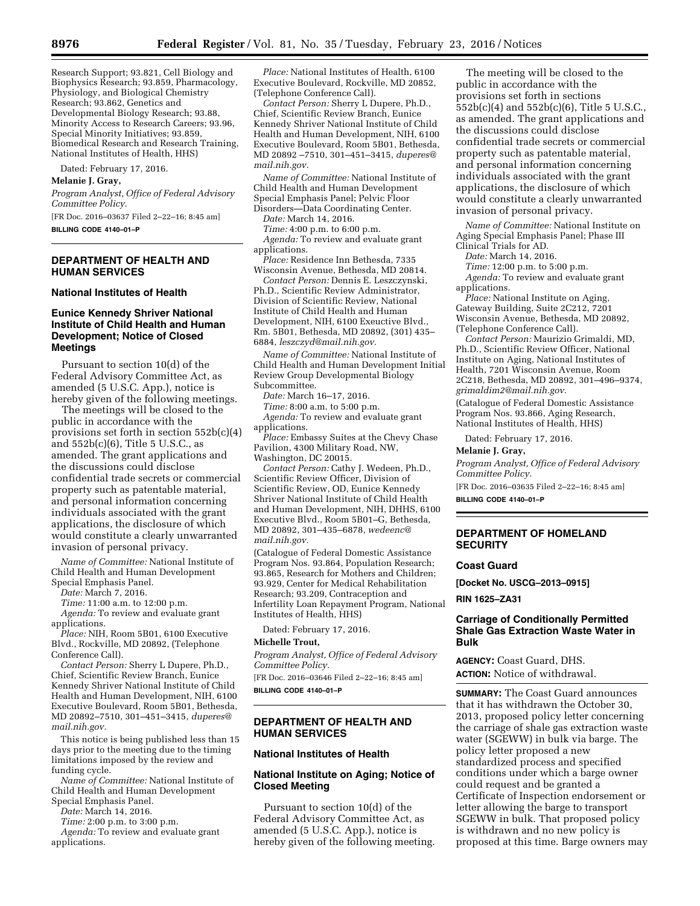Research Support; 93.821, Cell Biology and Biophysics Research; 93.859, Pharmacology, Physiology, and Biological Chemistry Research; 93.862, Genetics and Developmental Biology Research; 93.88, Minority Access to Research Careers; 93.96, Special Minority Initiatives; 93.859, Biomedical Research and Research Training, National Institutes of Health, HHS)

Dated: February 17, 2016.

**Melanie J. Gray,**

*Program Analyst, Office of Federal Advisory Committee Policy.*

[FR Doc. 2016–03637 Filed 2–22–16; 8:45 am]

**BILLING CODE 4140–01–P**

## DEPARTMENT OF HEALTH AND HUMAN SERVICES

### National Institutes of Health

### Eunice Kennedy Shriver National Institute of Child Health and Human Development; Notice of Closed Meetings

Pursuant to section 10(d) of the Federal Advisory Committee Act, as amended (5 U.S.C. App.), notice is hereby given of the following meetings.

The meetings will be closed to the public in accordance with the provisions set forth in section 552b(c)(4) and 552b(c)(6), Title 5 U.S.C., as amended. The grant applications and the discussions could disclose confidential trade secrets or commercial property such as patentable material, and personal information concerning individuals associated with the grant applications, the disclosure of which would constitute a clearly unwarranted invasion of personal privacy.

*Name of Committee:* National Institute of Child Health and Human Development Special Emphasis Panel.

*Date:* March 7, 2016.

*Time:* 11:00 a.m. to 12:00 p.m.

*Agenda:* To review and evaluate grant applications.

*Place:* NIH, Room 5B01, 6100 Executive Blvd., Rockville, MD 20892, (Telephone Conference Call).

*Contact Person:* Sherry L Dupere, Ph.D., Chief, Scientific Review Branch, Eunice Kennedy Shriver National Institute of Child Health and Human Development, NIH, 6100 Executive Boulevard, Room 5B01, Bethesda, MD 20892–7510, 301–451–3415, *duperes@mail.nih.gov.*

This notice is being published less than 15 days prior to the meeting due to the timing limitations imposed by the review and funding cycle.

*Name of Committee:* National Institute of Child Health and Human Development Special Emphasis Panel.

*Date:* March 14, 2016.

*Time:* 2:00 p.m. to 3:00 p.m.

*Agenda:* To review and evaluate grant applications.

*Place:* National Institutes of Health, 6100 Executive Boulevard, Rockville, MD 20852, (Telephone Conference Call).

*Contact Person:* Sherry L Dupere, Ph.D., Chief, Scientific Review Branch, Eunice Kennedy Shriver National Institute of Child Health and Human Development, NIH, 6100 Executive Boulevard, Room 5B01, Bethesda, MD 20892 –7510, 301–451–3415, *duperes@mail.nih.gov.*

*Name of Committee:* National Institute of Child Health and Human Development Special Emphasis Panel; Pelvic Floor Disorders—Data Coordinating Center.

*Date:* March 14, 2016.

*Time:* 4:00 p.m. to 6:00 p.m.

*Agenda:* To review and evaluate grant applications.

*Place:* Residence Inn Bethesda, 7335 Wisconsin Avenue, Bethesda, MD 20814.

*Contact Person:* Dennis E. Leszczynski, Ph.D., Scientific Review Administrator, Division of Scientific Review, National Institute of Child Health and Human Development, NIH, 6100 Exeuctive Blvd., Rm. 5B01, Bethesda, MD 20892, (301) 435–6884, *leszczyd@mail.nih.gov.*

*Name of Committee:* National Institute of Child Health and Human Development Initial Review Group Developmental Biology Subcommittee.

*Date:* March 16–17, 2016.

*Time:* 8:00 a.m. to 5:00 p.m.

*Agenda:* To review and evaluate grant applications.

*Place:* Embassy Suites at the Chevy Chase Pavilion, 4300 Military Road, NW, Washington, DC 20015.

*Contact Person:* Cathy J. Wedeen, Ph.D., Scientific Review Officer, Division of Scientific Review, OD, Eunice Kennedy Shriver National Institute of Child Health and Human Development, NIH, DHHS, 6100 Executive Blvd., Room 5B01–G, Bethesda, MD 20892, 301–435–6878, *wedeenc@mail.nih.gov.*

(Catalogue of Federal Domestic Assistance Program Nos. 93.864, Population Research; 93.865, Research for Mothers and Children; 93.929, Center for Medical Rehabilitation Research; 93.209, Contraception and Infertility Loan Repayment Program, National Institutes of Health, HHS)

Dated: February 17, 2016.

**Michelle Trout,**

*Program Analyst, Office of Federal Advisory Committee Policy.*

[FR Doc. 2016–03646 Filed 2–22–16; 8:45 am]

**BILLING CODE 4140–01–P**

## DEPARTMENT OF HEALTH AND HUMAN SERVICES

### National Institutes of Health

### National Institute on Aging; Notice of Closed Meeting

Pursuant to section 10(d) of the Federal Advisory Committee Act, as amended (5 U.S.C. App.), notice is hereby given of the following meeting.

The meeting will be closed to the public in accordance with the provisions set forth in sections 552b(c)(4) and 552b(c)(6), Title 5 U.S.C., as amended. The grant applications and the discussions could disclose confidential trade secrets or commercial property such as patentable material, and personal information concerning individuals associated with the grant applications, the disclosure of which would constitute a clearly unwarranted invasion of personal privacy.

*Name of Committee:* National Institute on Aging Special Emphasis Panel; Phase III Clinical Trials for AD.

*Date:* March 14, 2016.

*Time:* 12:00 p.m. to 5:00 p.m.

*Agenda:* To review and evaluate grant applications.

*Place:* National Institute on Aging, Gateway Building, Suite 2C212, 7201 Wisconsin Avenue, Bethesda, MD 20892, (Telephone Conference Call).

*Contact Person:* Maurizio Grimaldi, MD, Ph.D., Scientific Review Officer, National Institute on Aging, National Institutes of Health, 7201 Wisconsin Avenue, Room 2C218, Bethesda, MD 20892, 301–496–9374, *grimaldim2@mail.nih.gov.*

(Catalogue of Federal Domestic Assistance Program Nos. 93.866, Aging Research, National Institutes of Health, HHS)

Dated: February 17, 2016.

**Melanie J. Gray,**

*Program Analyst, Office of Federal Advisory Committee Policy.*

[FR Doc. 2016–03635 Filed 2–22–16; 8:45 am]

**BILLING CODE 4140–01–P**

## DEPARTMENT OF HOMELAND SECURITY

### Coast Guard

**[Docket No. USCG–2013–0915]**

**RIN 1625–ZA31**

### Carriage of Conditionally Permitted Shale Gas Extraction Waste Water in Bulk

**AGENCY:** Coast Guard, DHS.

**ACTION:** Notice of withdrawal.

**SUMMARY:** The Coast Guard announces that it has withdrawn the October 30, 2013, proposed policy letter concerning the carriage of shale gas extraction waste water (SGEWW) in bulk via barge. The policy letter proposed a new standardized process and specified conditions under which a barge owner could request and be granted a Certificate of Inspection endorsement or letter allowing the barge to transport SGEWW in bulk. That proposed policy is withdrawn and no new policy is proposed at this time. Barge owners may